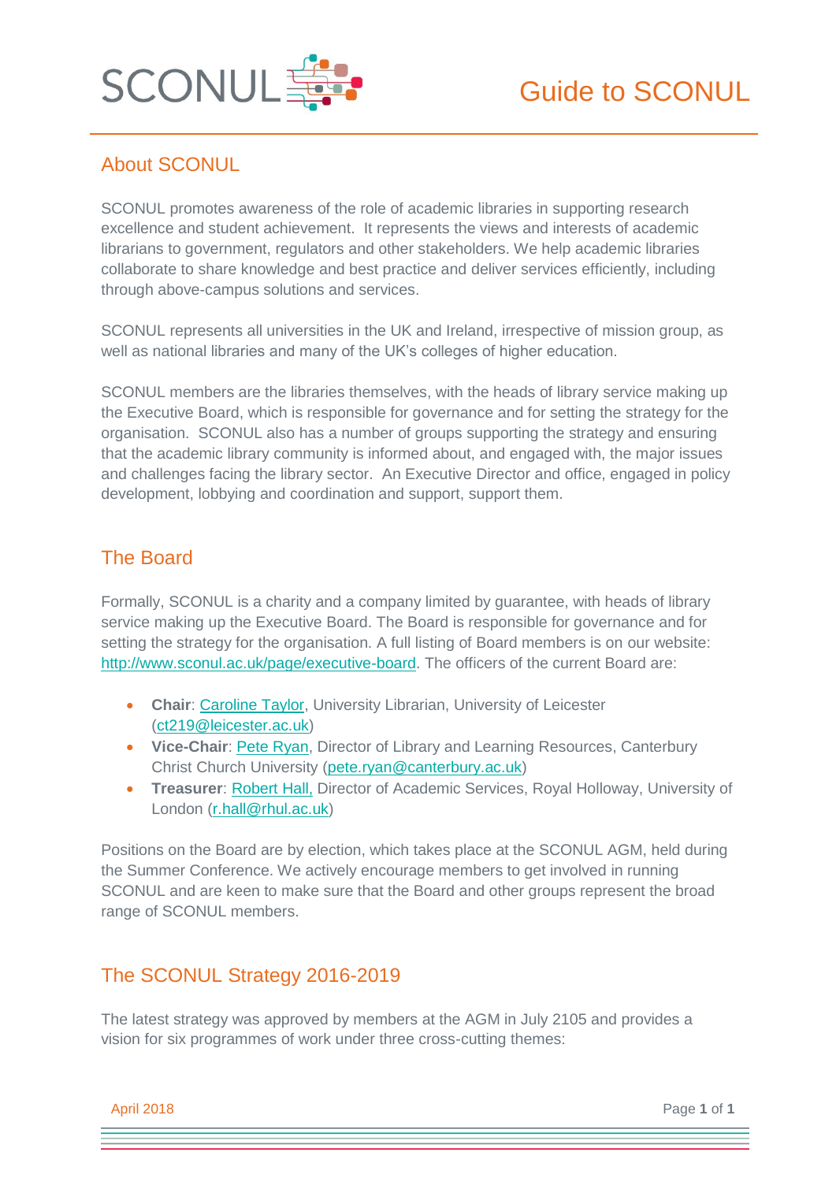# Guide to SCONUL

## About SCONUL

SCONUL promotes awareness of the role of academic libraries in supporting research excellence and student achievement. It represents the views and interests of academic librarians to government, regulators and other stakeholders. We help academic libraries collaborate to share knowledge and best practice and deliver services efficiently, including through above-campus solutions and services.

SCONUL represents all universities in the UK and Ireland, irrespective of mission group, as well as national libraries and many of the UK's colleges of higher education.

SCONUL members are the libraries themselves, with the heads of library service making up the Executive Board, which is responsible for governance and for setting the strategy for the organisation. SCONUL also has a number of groups supporting the strategy and ensuring that the academic library community is informed about, and engaged with, the major issues and challenges facing the library sector. An Executive Director and office, engaged in policy development, lobbying and coordination and support, support them.

## The Board

Formally, SCONUL is a charity and a company limited by guarantee, with heads of library service making up the Executive Board. The Board is responsible for governance and for setting the strategy for the organisation. A full listing of Board members is on our website: http://www.sconul.ac.uk/page/executive-board. The officers of the current Board are:

- **Chair**: Caroline Taylor, University Librarian, University of Leicester (ct219@leicester.ac.uk)
- **Vice-Chair**: Pete Ryan, Director of Library and Learning Resources, Canterbury Christ Church University (pete.ryan@canterbury.ac.uk)
- **Treasurer**: Robert Hall, Director of Academic Services, Royal Holloway, University of London (r.hall@rhul.ac.uk)

Positions on the Board are by election, which takes place at the SCONUL AGM, held during the Summer Conference. We actively encourage members to get involved in running SCONUL and are keen to make sure that the Board and other groups represent the broad range of SCONUL members.

## The SCONUL Strategy 2016-2019

The latest strategy was approved by members at the AGM in July 2105 and provides a vision for six programmes of work under three cross-cutting themes:

April 2018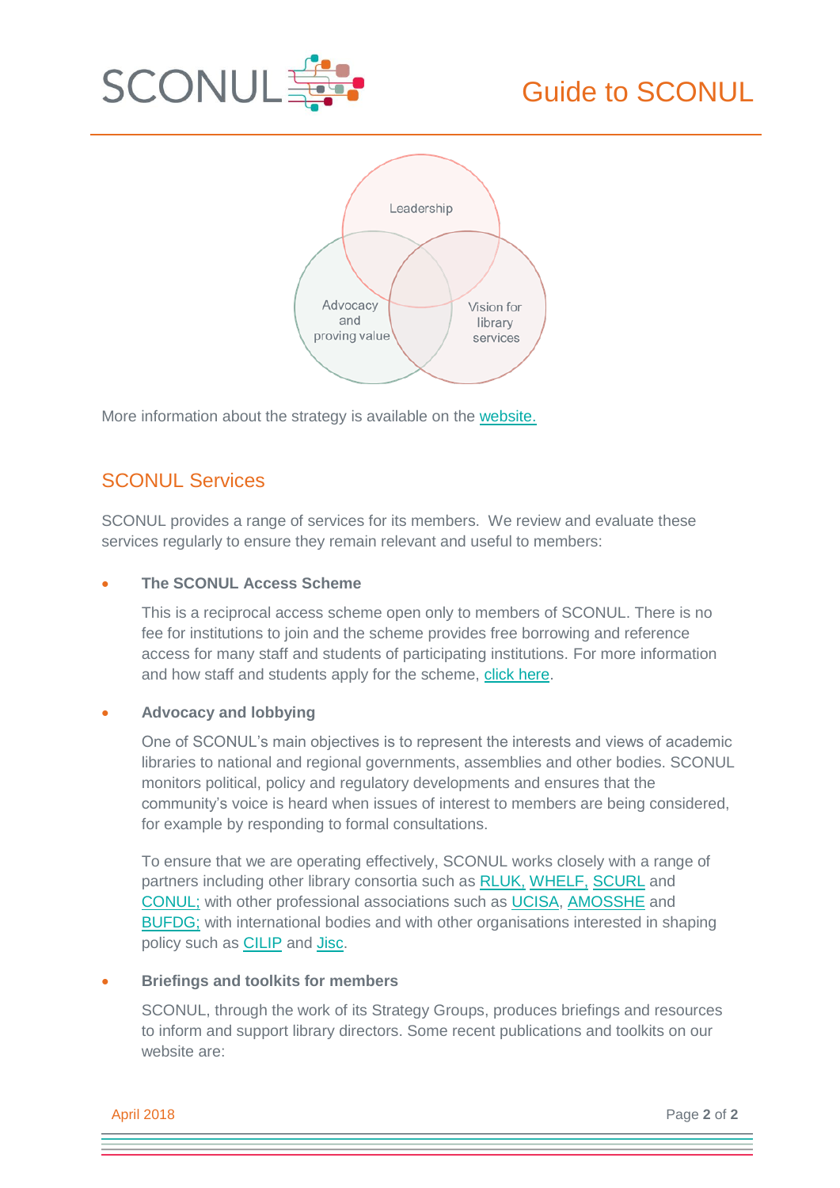Leadership

Advocacy and proving value

Vision for library services

More information about the strategy is available on the website.

## SCONUL Services

SCONUL provides a range of services for its members. We review and evaluate these services regularly to ensure they remain relevant and useful to members:

- **The SCONUL Access Scheme**

  This is a reciprocal access scheme open only to members of SCONUL. There is no fee for institutions to join and the scheme provides free borrowing and reference access for many staff and students of participating institutions. For more information and how staff and students apply for the scheme, click here.

- **Advocacy and lobbying**

  One of SCONUL's main objectives is to represent the interests and views of academic libraries to national and regional governments, assemblies and other bodies. SCONUL monitors political, policy and regulatory developments and ensures that the community's voice is heard when issues of interest to members are being considered, for example by responding to formal consultations.

  To ensure that we are operating effectively, SCONUL works closely with a range of partners including other library consortia such as RLUK, WHELF, SCURL and CONUL; with other professional associations such as UCISA, AMOSSHE and BUFDG; with international bodies and with other organisations interested in shaping policy such as CILIP and Jisc.

- **Briefings and toolkits for members**

  SCONUL, through the work of its Strategy Groups, produces briefings and resources to inform and support library directors. Some recent publications and toolkits on our website are: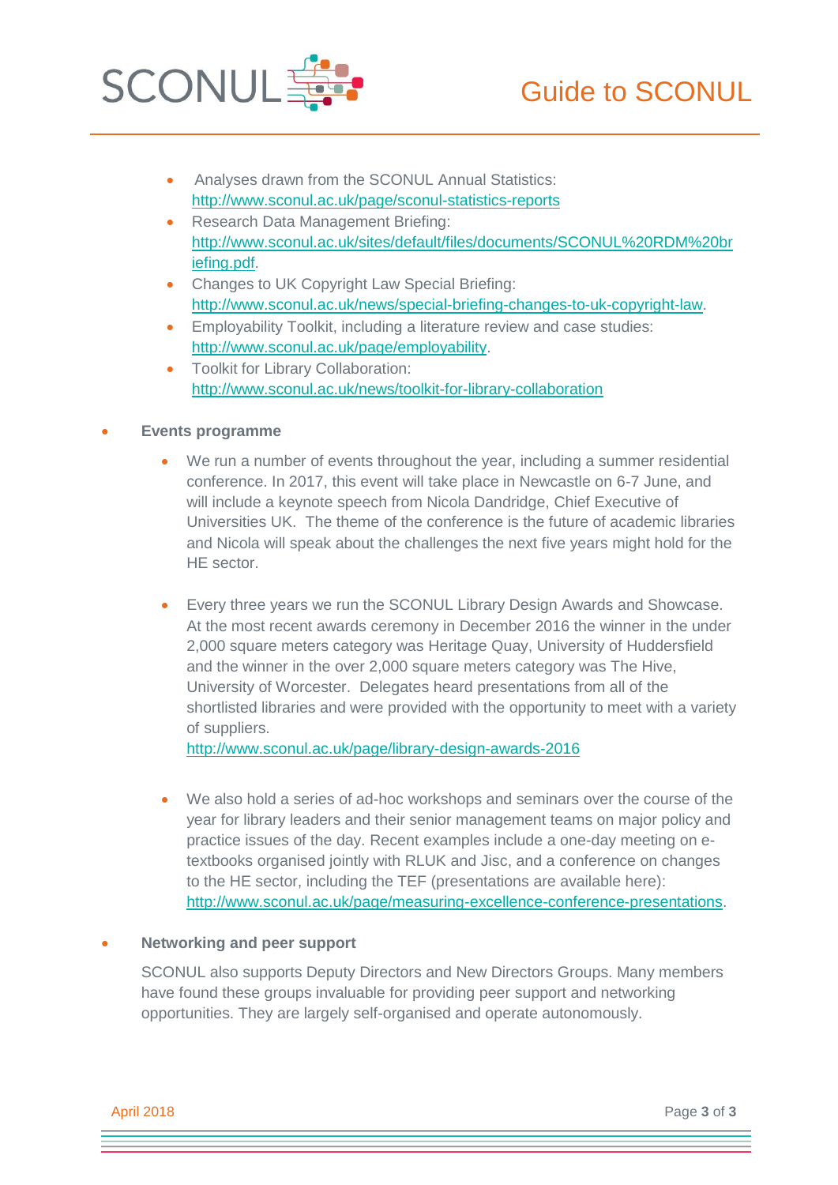- Analyses drawn from the SCONUL Annual Statistics: http://www.sconul.ac.uk/page/sconul-statistics-reports
- Research Data Management Briefing: http://www.sconul.ac.uk/sites/default/files/documents/SCONUL%20RDM%20briefing.pdf.
- Changes to UK Copyright Law Special Briefing: http://www.sconul.ac.uk/news/special-briefing-changes-to-uk-copyright-law.
- Employability Toolkit, including a literature review and case studies: http://www.sconul.ac.uk/page/employability.
- Toolkit for Library Collaboration: http://www.sconul.ac.uk/news/toolkit-for-library-collaboration

- **Events programme**

  - We run a number of events throughout the year, including a summer residential conference. In 2017, this event will take place in Newcastle on 6-7 June, and will include a keynote speech from Nicola Dandridge, Chief Executive of Universities UK. The theme of the conference is the future of academic libraries and Nicola will speak about the challenges the next five years might hold for the HE sector.

  - Every three years we run the SCONUL Library Design Awards and Showcase. At the most recent awards ceremony in December 2016 the winner in the under 2,000 square meters category was Heritage Quay, University of Huddersfield and the winner in the over 2,000 square meters category was The Hive, University of Worcester. Delegates heard presentations from all of the shortlisted libraries and were provided with the opportunity to meet with a variety of suppliers.
    http://www.sconul.ac.uk/page/library-design-awards-2016

  - We also hold a series of ad-hoc workshops and seminars over the course of the year for library leaders and their senior management teams on major policy and practice issues of the day. Recent examples include a one-day meeting on e-textbooks organised jointly with RLUK and Jisc, and a conference on changes to the HE sector, including the TEF (presentations are available here): http://www.sconul.ac.uk/page/measuring-excellence-conference-presentations.

- **Networking and peer support**

  SCONUL also supports Deputy Directors and New Directors Groups. Many members have found these groups invaluable for providing peer support and networking opportunities. They are largely self-organised and operate autonomously.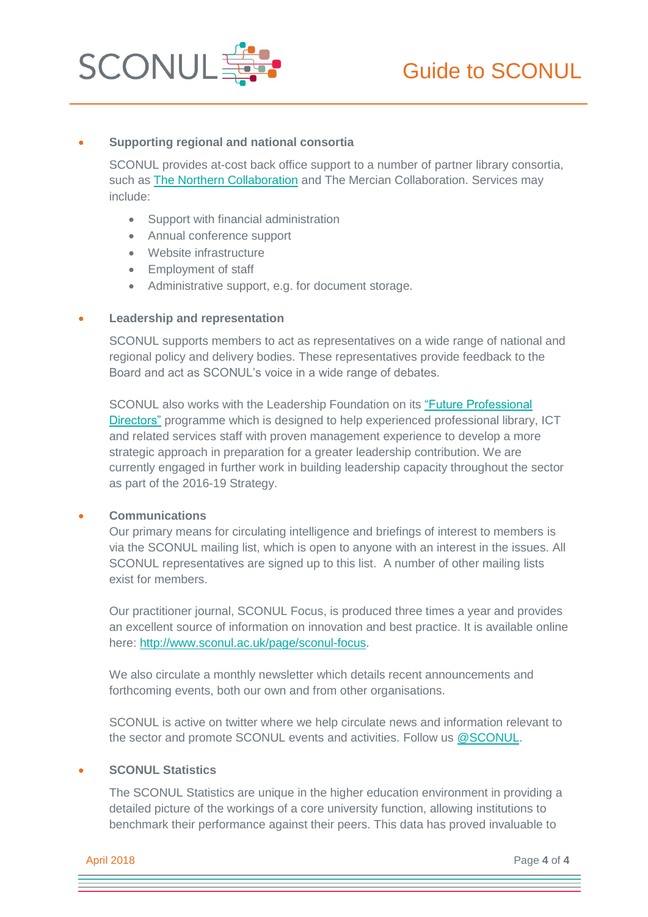- **Supporting regional and national consortia**

  SCONUL provides at-cost back office support to a number of partner library consortia, such as The Northern Collaboration and The Mercian Collaboration. Services may include:

  - Support with financial administration
  - Annual conference support
  - Website infrastructure
  - Employment of staff
  - Administrative support, e.g. for document storage.

- **Leadership and representation**

  SCONUL supports members to act as representatives on a wide range of national and regional policy and delivery bodies. These representatives provide feedback to the Board and act as SCONUL's voice in a wide range of debates.

  SCONUL also works with the Leadership Foundation on its "Future Professional Directors" programme which is designed to help experienced professional library, ICT and related services staff with proven management experience to develop a more strategic approach in preparation for a greater leadership contribution. We are currently engaged in further work in building leadership capacity throughout the sector as part of the 2016-19 Strategy.

- **Communications**

  Our primary means for circulating intelligence and briefings of interest to members is via the SCONUL mailing list, which is open to anyone with an interest in the issues. All SCONUL representatives are signed up to this list. A number of other mailing lists exist for members.

  Our practitioner journal, SCONUL Focus, is produced three times a year and provides an excellent source of information on innovation and best practice. It is available online here: http://www.sconul.ac.uk/page/sconul-focus.

  We also circulate a monthly newsletter which details recent announcements and forthcoming events, both our own and from other organisations.

  SCONUL is active on twitter where we help circulate news and information relevant to the sector and promote SCONUL events and activities. Follow us @SCONUL.

- **SCONUL Statistics**

  The SCONUL Statistics are unique in the higher education environment in providing a detailed picture of the workings of a core university function, allowing institutions to benchmark their performance against their peers. This data has proved invaluable to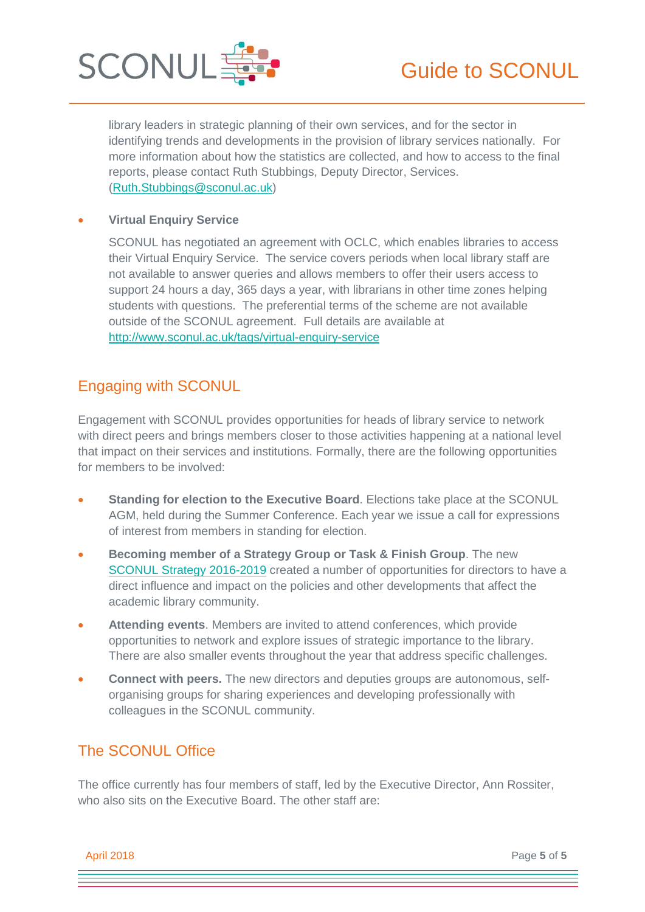library leaders in strategic planning of their own services, and for the sector in identifying trends and developments in the provision of library services nationally. For more information about how the statistics are collected, and how to access to the final reports, please contact Ruth Stubbings, Deputy Director, Services. (Ruth.Stubbings@sconul.ac.uk)

- **Virtual Enquiry Service**

  SCONUL has negotiated an agreement with OCLC, which enables libraries to access their Virtual Enquiry Service. The service covers periods when local library staff are not available to answer queries and allows members to offer their users access to support 24 hours a day, 365 days a year, with librarians in other time zones helping students with questions. The preferential terms of the scheme are not available outside of the SCONUL agreement. Full details are available at http://www.sconul.ac.uk/tags/virtual-enquiry-service

## Engaging with SCONUL

Engagement with SCONUL provides opportunities for heads of library service to network with direct peers and brings members closer to those activities happening at a national level that impact on their services and institutions. Formally, there are the following opportunities for members to be involved:

- **Standing for election to the Executive Board**. Elections take place at the SCONUL AGM, held during the Summer Conference. Each year we issue a call for expressions of interest from members in standing for election.
- **Becoming member of a Strategy Group or Task & Finish Group**. The new SCONUL Strategy 2016-2019 created a number of opportunities for directors to have a direct influence and impact on the policies and other developments that affect the academic library community.
- **Attending events**. Members are invited to attend conferences, which provide opportunities to network and explore issues of strategic importance to the library. There are also smaller events throughout the year that address specific challenges.
- **Connect with peers.** The new directors and deputies groups are autonomous, self-organising groups for sharing experiences and developing professionally with colleagues in the SCONUL community.

## The SCONUL Office

The office currently has four members of staff, led by the Executive Director, Ann Rossiter, who also sits on the Executive Board. The other staff are: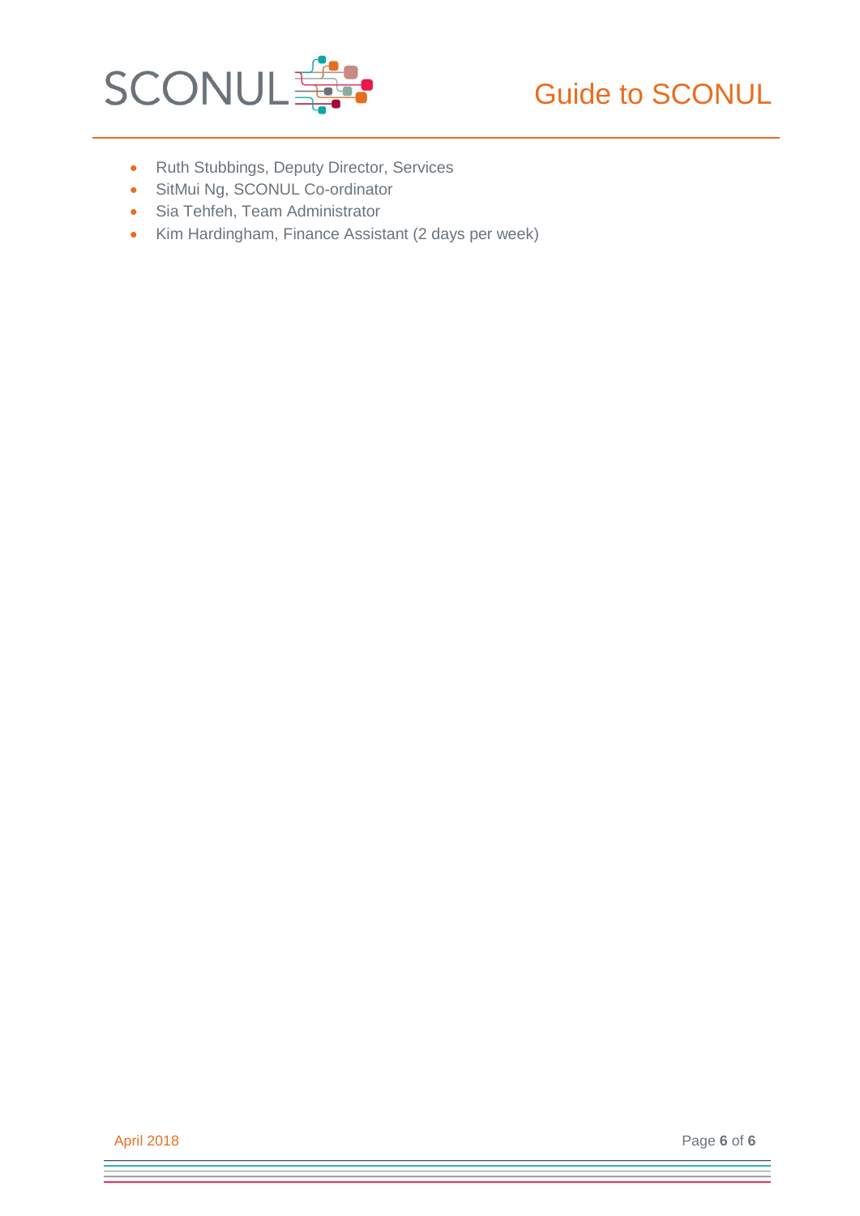- Ruth Stubbings, Deputy Director, Services
- SitMui Ng, SCONUL Co-ordinator
- Sia Tehfeh, Team Administrator
- Kim Hardingham, Finance Assistant (2 days per week)